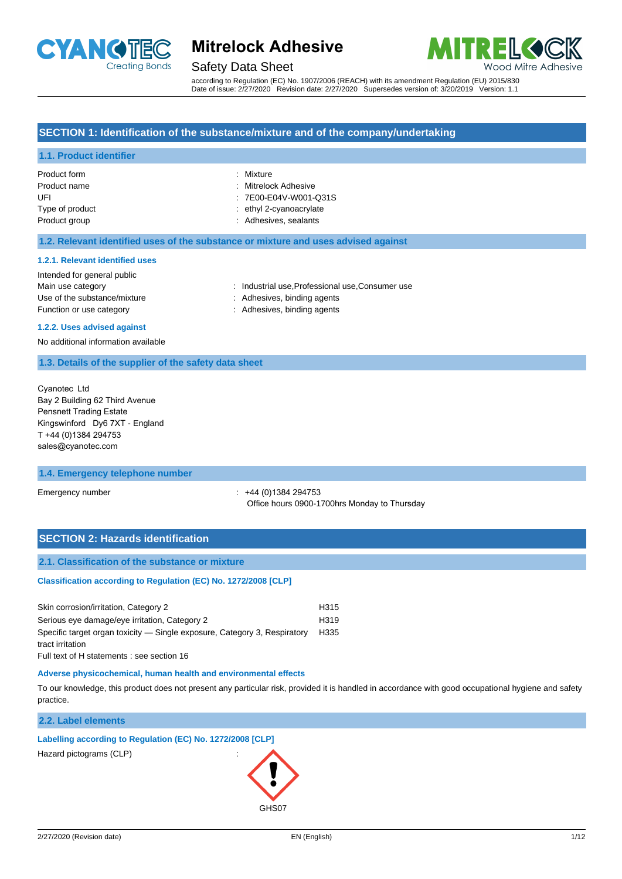# Mitrelock Adhesive

Safety Data Sheet

according to Regulation (EC) No. 1907/2006 (REACH) with its amendment Regulation (EU) 2015/830
Date of issue: 2/27/2020 Revision date: 2/27/2020 Supersedes version of: 3/20/2019 Version: 1.1

## SECTION 1: Identification of the substance/mixture and of the company/undertaking

### 1.1. Product identifier

| | |
|---|---|
| Product form | : Mixture |
| Product name | : Mitrelock Adhesive |
| UFI | : 7E00-E04V-W001-Q31S |
| Type of product | : ethyl 2-cyanoacrylate |
| Product group | : Adhesives, sealants |

### 1.2. Relevant identified uses of the substance or mixture and uses advised against

#### 1.2.1. Relevant identified uses

Intended for general public

| | |
|---|---|
| Main use category | : Industrial use,Professional use,Consumer use |
| Use of the substance/mixture | : Adhesives, binding agents |
| Function or use category | : Adhesives, binding agents |

#### 1.2.2. Uses advised against

No additional information available

### 1.3. Details of the supplier of the safety data sheet

Cyanotec Ltd
Bay 2 Building 62 Third Avenue
Pensnett Trading Estate
Kingswinford Dy6 7XT - England
T +44 (0)1384 294753
sales@cyanotec.com

### 1.4. Emergency telephone number

Emergency number : +44 (0)1384 294753
Office hours 0900-1700hrs Monday to Thursday

## SECTION 2: Hazards identification

### 2.1. Classification of the substance or mixture

**Classification according to Regulation (EC) No. 1272/2008 [CLP]**

| | |
|---|---|
| Skin corrosion/irritation, Category 2 | H315 |
| Serious eye damage/eye irritation, Category 2 | H319 |
| Specific target organ toxicity — Single exposure, Category 3, Respiratory tract irritation | H335 |

Full text of H statements : see section 16

**Adverse physicochemical, human health and environmental effects**

To our knowledge, this product does not present any particular risk, provided it is handled in accordance with good occupational hygiene and safety practice.

### 2.2. Label elements

**Labelling according to Regulation (EC) No. 1272/2008 [CLP]**

Hazard pictograms (CLP) :

GHS07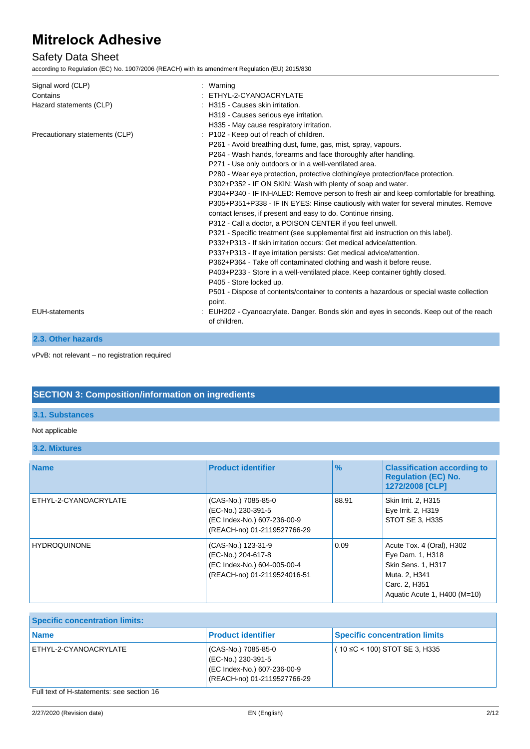Signal word (CLP) : Warning

Contains : ETHYL-2-CYANOACRYLATE

Hazard statements (CLP) : H315 - Causes skin irritation.
H319 - Causes serious eye irritation.
H335 - May cause respiratory irritation.

Precautionary statements (CLP) : P102 - Keep out of reach of children.
P261 - Avoid breathing dust, fume, gas, mist, spray, vapours.
P264 - Wash hands, forearms and face thoroughly after handling.
P271 - Use only outdoors or in a well-ventilated area.
P280 - Wear eye protection, protective clothing/eye protection/face protection.
P302+P352 - IF ON SKIN: Wash with plenty of soap and water.
P304+P340 - IF INHALED: Remove person to fresh air and keep comfortable for breathing.
P305+P351+P338 - IF IN EYES: Rinse cautiously with water for several minutes. Remove contact lenses, if present and easy to do. Continue rinsing.
P312 - Call a doctor, a POISON CENTER if you feel unwell.
P321 - Specific treatment (see supplemental first aid instruction on this label).
P332+P313 - If skin irritation occurs: Get medical advice/attention.
P337+P313 - If eye irritation persists: Get medical advice/attention.
P362+P364 - Take off contaminated clothing and wash it before reuse.
P403+P233 - Store in a well-ventilated place. Keep container tightly closed.
P405 - Store locked up.
P501 - Dispose of contents/container to contents a hazardous or special waste collection point.

EUH-statements : EUH202 - Cyanoacrylate. Danger. Bonds skin and eyes in seconds. Keep out of the reach of children.

### 2.3. Other hazards

vPvB: not relevant – no registration required

## SECTION 3: Composition/information on ingredients

### 3.1. Substances

Not applicable

### 3.2. Mixtures

| Name | Product identifier | % | Classification according to Regulation (EC) No. 1272/2008 [CLP] |
|---|---|---|---|
| ETHYL-2-CYANOACRYLATE | (CAS-No.) 7085-85-0<br>(EC-No.) 230-391-5<br>(EC Index-No.) 607-236-00-9<br>(REACH-no) 01-2119527766-29 | 88.91 | Skin Irrit. 2, H315<br>Eye Irrit. 2, H319<br>STOT SE 3, H335 |
| HYDROQUINONE | (CAS-No.) 123-31-9<br>(EC-No.) 204-617-8<br>(EC Index-No.) 604-005-00-4<br>(REACH-no) 01-2119524016-51 | 0.09 | Acute Tox. 4 (Oral), H302<br>Eye Dam. 1, H318<br>Skin Sens. 1, H317<br>Muta. 2, H341<br>Carc. 2, H351<br>Aquatic Acute 1, H400 (M=10) |

| Specific concentration limits: | | |
|---|---|---|
| **Name** | **Product identifier** | **Specific concentration limits** |
| ETHYL-2-CYANOACRYLATE | (CAS-No.) 7085-85-0<br>(EC-No.) 230-391-5<br>(EC Index-No.) 607-236-00-9<br>(REACH-no) 01-2119527766-29 | ( 10 ≤C < 100) STOT SE 3, H335 |

Full text of H-statements: see section 16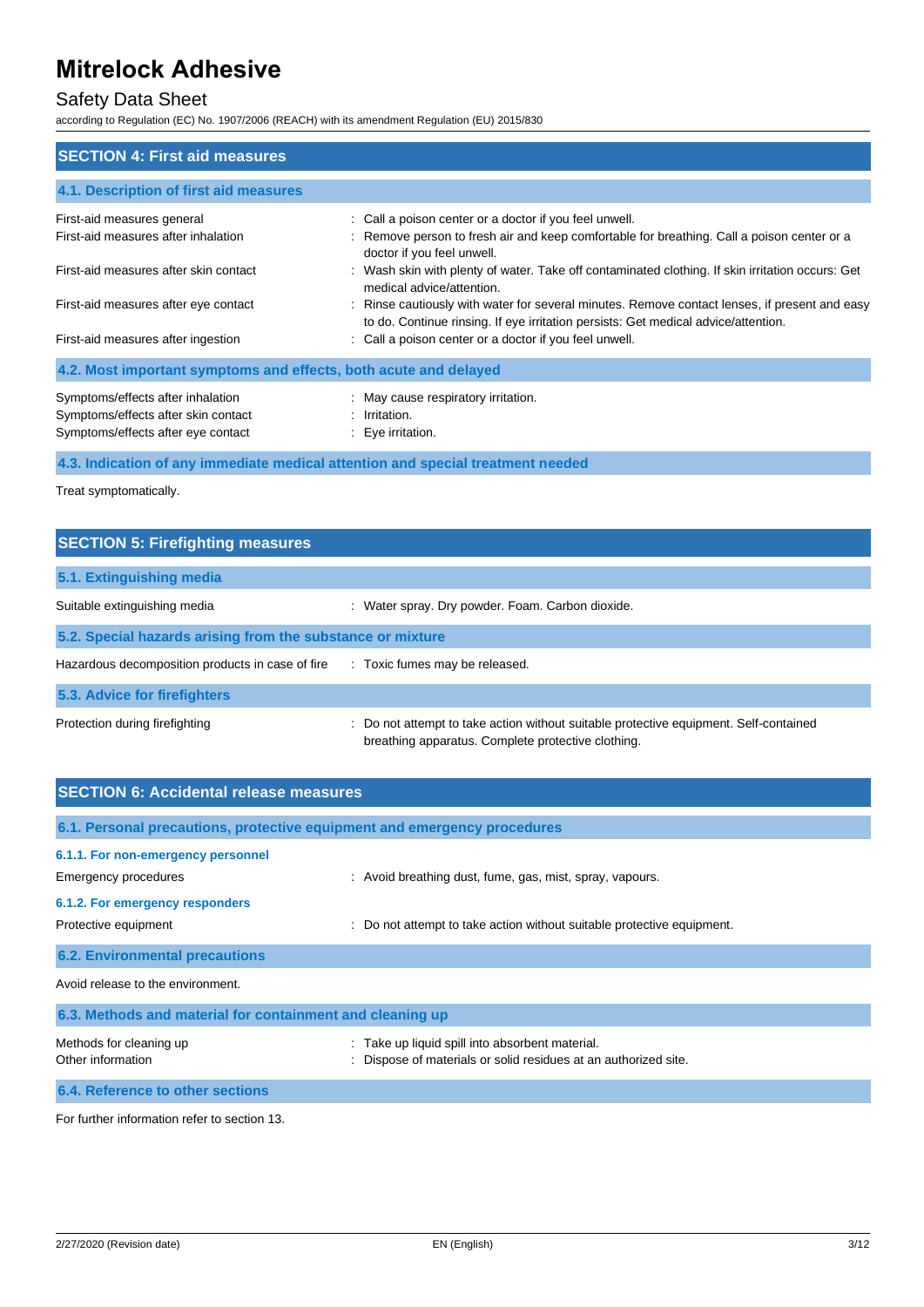# Mitrelock Adhesive

## Safety Data Sheet

according to Regulation (EC) No. 1907/2006 (REACH) with its amendment Regulation (EU) 2015/830

## SECTION 4: First aid measures

### 4.1. Description of first aid measures

| | |
|---|---|
| First-aid measures general | : Call a poison center or a doctor if you feel unwell. |
| First-aid measures after inhalation | : Remove person to fresh air and keep comfortable for breathing. Call a poison center or a doctor if you feel unwell. |
| First-aid measures after skin contact | : Wash skin with plenty of water. Take off contaminated clothing. If skin irritation occurs: Get medical advice/attention. |
| First-aid measures after eye contact | : Rinse cautiously with water for several minutes. Remove contact lenses, if present and easy to do. Continue rinsing. If eye irritation persists: Get medical advice/attention. |
| First-aid measures after ingestion | : Call a poison center or a doctor if you feel unwell. |

### 4.2. Most important symptoms and effects, both acute and delayed

| | |
|---|---|
| Symptoms/effects after inhalation | : May cause respiratory irritation. |
| Symptoms/effects after skin contact | : Irritation. |
| Symptoms/effects after eye contact | : Eye irritation. |

### 4.3. Indication of any immediate medical attention and special treatment needed

Treat symptomatically.

## SECTION 5: Firefighting measures

### 5.1. Extinguishing media

| | |
|---|---|
| Suitable extinguishing media | : Water spray. Dry powder. Foam. Carbon dioxide. |

### 5.2. Special hazards arising from the substance or mixture

| | |
|---|---|
| Hazardous decomposition products in case of fire | : Toxic fumes may be released. |

### 5.3. Advice for firefighters

| | |
|---|---|
| Protection during firefighting | : Do not attempt to take action without suitable protective equipment. Self-contained breathing apparatus. Complete protective clothing. |

## SECTION 6: Accidental release measures

### 6.1. Personal precautions, protective equipment and emergency procedures

#### 6.1.1. For non-emergency personnel

| | |
|---|---|
| Emergency procedures | : Avoid breathing dust, fume, gas, mist, spray, vapours. |

#### 6.1.2. For emergency responders

| | |
|---|---|
| Protective equipment | : Do not attempt to take action without suitable protective equipment. |

### 6.2. Environmental precautions

Avoid release to the environment.

### 6.3. Methods and material for containment and cleaning up

| | |
|---|---|
| Methods for cleaning up | : Take up liquid spill into absorbent material. |
| Other information | : Dispose of materials or solid residues at an authorized site. |

### 6.4. Reference to other sections

For further information refer to section 13.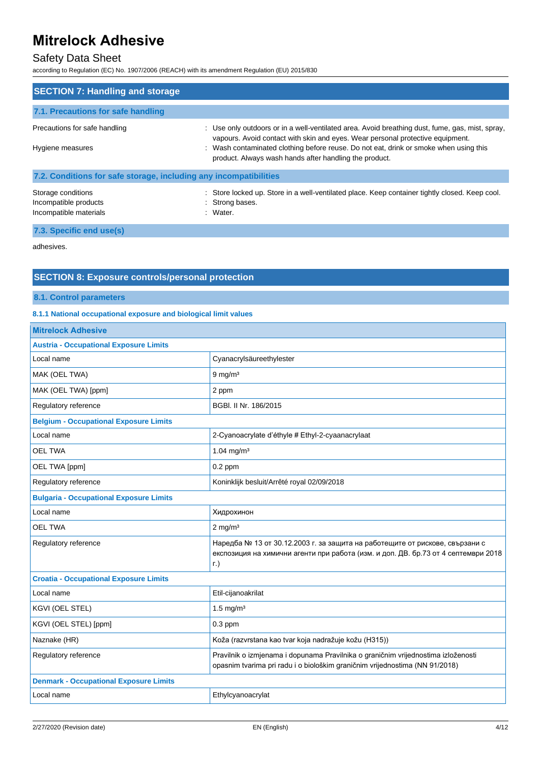## SECTION 7: Handling and storage

### 7.1. Precautions for safe handling

Precautions for safe handling : Use only outdoors or in a well-ventilated area. Avoid breathing dust, fume, gas, mist, spray, vapours. Avoid contact with skin and eyes. Wear personal protective equipment.

Hygiene measures : Wash contaminated clothing before reuse. Do not eat, drink or smoke when using this product. Always wash hands after handling the product.

### 7.2. Conditions for safe storage, including any incompatibilities

Storage conditions : Store locked up. Store in a well-ventilated place. Keep container tightly closed. Keep cool.

Incompatible products : Strong bases.

Incompatible materials : Water.

### 7.3. Specific end use(s)

adhesives.

## SECTION 8: Exposure controls/personal protection

### 8.1. Control parameters

#### 8.1.1 National occupational exposure and biological limit values

| Mitrelock Adhesive | |
|---|---|
| **Austria - Occupational Exposure Limits** | |
| Local name | Cyanacrylsäureethylester |
| MAK (OEL TWA) | 9 mg/m³ |
| MAK (OEL TWA) [ppm] | 2 ppm |
| Regulatory reference | BGBl. II Nr. 186/2015 |
| **Belgium - Occupational Exposure Limits** | |
| Local name | 2-Cyanoacrylate d'éthyle # Ethyl-2-cyaanacrylaat |
| OEL TWA | 1.04 mg/m³ |
| OEL TWA [ppm] | 0.2 ppm |
| Regulatory reference | Koninklijk besluit/Arrêté royal 02/09/2018 |
| **Bulgaria - Occupational Exposure Limits** | |
| Local name | Хидрохинон |
| OEL TWA | 2 mg/m³ |
| Regulatory reference | Наредба № 13 от 30.12.2003 г. за защита на работещите от рискове, свързани с експозиция на химични агенти при работа (изм. и доп. ДВ. бр.73 от 4 септември 2018 г.) |
| **Croatia - Occupational Exposure Limits** | |
| Local name | Etil-cijanoakrilat |
| KGVI (OEL STEL) | 1.5 mg/m³ |
| KGVI (OEL STEL) [ppm] | 0.3 ppm |
| Naznake (HR) | Koža (razvrstana kao tvar koja nadražuje kožu (H315)) |
| Regulatory reference | Pravilnik o izmjenama i dopunama Pravilnika o graničnim vrijednostima izloženosti opasnim tvarima pri radu i o biološkim graničnim vrijednostima (NN 91/2018) |
| **Denmark - Occupational Exposure Limits** | |
| Local name | Ethylcyanoacrylat |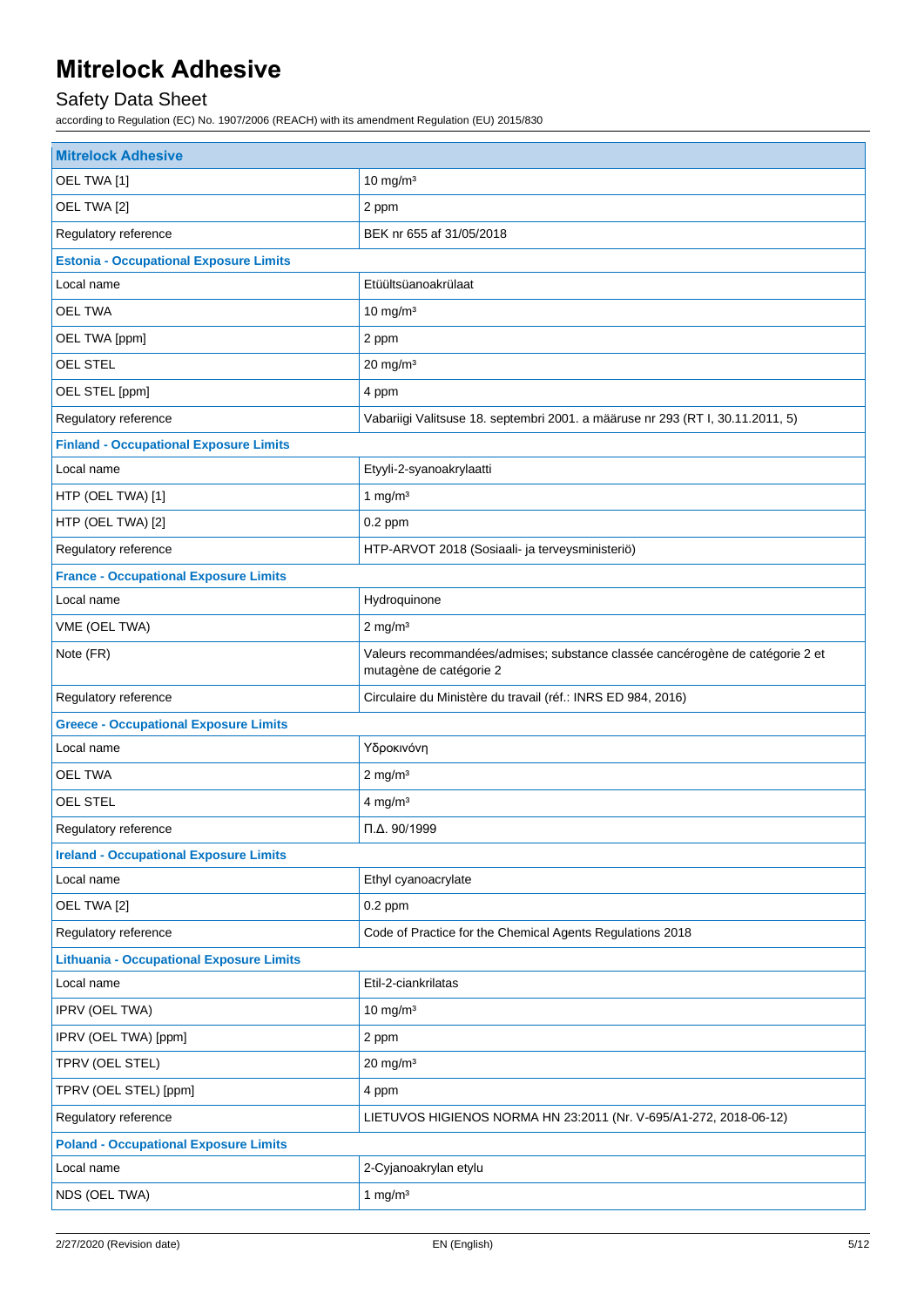# Mitrelock Adhesive

## Safety Data Sheet

according to Regulation (EC) No. 1907/2006 (REACH) with its amendment Regulation (EU) 2015/830

| Mitrelock Adhesive | |
|---|---|
| OEL TWA [1] | 10 mg/m³ |
| OEL TWA [2] | 2 ppm |
| Regulatory reference | BEK nr 655 af 31/05/2018 |
| **Estonia - Occupational Exposure Limits** | |
| Local name | Etüültsüanoakrülaat |
| OEL TWA | 10 mg/m³ |
| OEL TWA [ppm] | 2 ppm |
| OEL STEL | 20 mg/m³ |
| OEL STEL [ppm] | 4 ppm |
| Regulatory reference | Vabariigi Valitsuse 18. septembri 2001. a määruse nr 293 (RT I, 30.11.2011, 5) |
| **Finland - Occupational Exposure Limits** | |
| Local name | Etyyli-2-syanoakrylaatti |
| HTP (OEL TWA) [1] | 1 mg/m³ |
| HTP (OEL TWA) [2] | 0.2 ppm |
| Regulatory reference | HTP-ARVOT 2018 (Sosiaali- ja terveysministeriö) |
| **France - Occupational Exposure Limits** | |
| Local name | Hydroquinone |
| VME (OEL TWA) | 2 mg/m³ |
| Note (FR) | Valeurs recommandées/admises; substance classée cancérogène de catégorie 2 et mutagène de catégorie 2 |
| Regulatory reference | Circulaire du Ministère du travail (réf.: INRS ED 984, 2016) |
| **Greece - Occupational Exposure Limits** | |
| Local name | Υδροκινόνη |
| OEL TWA | 2 mg/m³ |
| OEL STEL | 4 mg/m³ |
| Regulatory reference | Π.Δ. 90/1999 |
| **Ireland - Occupational Exposure Limits** | |
| Local name | Ethyl cyanoacrylate |
| OEL TWA [2] | 0.2 ppm |
| Regulatory reference | Code of Practice for the Chemical Agents Regulations 2018 |
| **Lithuania - Occupational Exposure Limits** | |
| Local name | Etil-2-ciankrilatas |
| IPRV (OEL TWA) | 10 mg/m³ |
| IPRV (OEL TWA) [ppm] | 2 ppm |
| TPRV (OEL STEL) | 20 mg/m³ |
| TPRV (OEL STEL) [ppm] | 4 ppm |
| Regulatory reference | LIETUVOS HIGIENOS NORMA HN 23:2011 (Nr. V-695/A1-272, 2018-06-12) |
| **Poland - Occupational Exposure Limits** | |
| Local name | 2-Cyjanoakrylan etylu |
| NDS (OEL TWA) | 1 mg/m³ |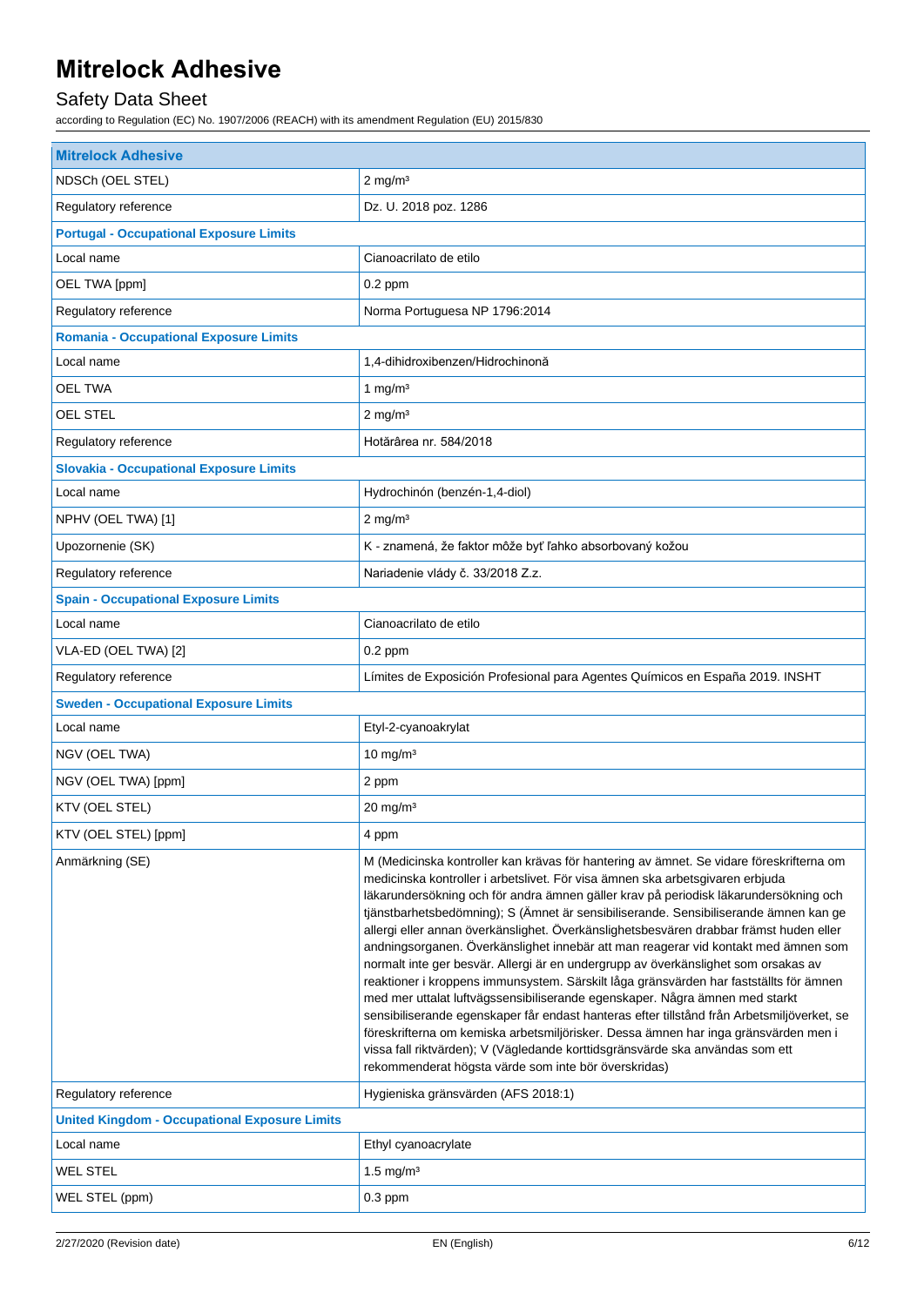| Mitrelock Adhesive | |
|---|---|
| NDSCh (OEL STEL) | 2 mg/m³ |
| Regulatory reference | Dz. U. 2018 poz. 1286 |
| **Portugal - Occupational Exposure Limits** | |
| Local name | Cianoacrilato de etilo |
| OEL TWA [ppm] | 0.2 ppm |
| Regulatory reference | Norma Portuguesa NP 1796:2014 |
| **Romania - Occupational Exposure Limits** | |
| Local name | 1,4-dihidroxibenzen/Hidrochinonă |
| OEL TWA | 1 mg/m³ |
| OEL STEL | 2 mg/m³ |
| Regulatory reference | Hotărârea nr. 584/2018 |
| **Slovakia - Occupational Exposure Limits** | |
| Local name | Hydrochinón (benzén-1,4-diol) |
| NPHV (OEL TWA) [1] | 2 mg/m³ |
| Upozornenie (SK) | K - znamená, že faktor môže byť ľahko absorbovaný kožou |
| Regulatory reference | Nariadenie vlády č. 33/2018 Z.z. |
| **Spain - Occupational Exposure Limits** | |
| Local name | Cianoacrilato de etilo |
| VLA-ED (OEL TWA) [2] | 0.2 ppm |
| Regulatory reference | Límites de Exposición Profesional para Agentes Químicos en España 2019. INSHT |
| **Sweden - Occupational Exposure Limits** | |
| Local name | Etyl-2-cyanoakrylat |
| NGV (OEL TWA) | 10 mg/m³ |
| NGV (OEL TWA) [ppm] | 2 ppm |
| KTV (OEL STEL) | 20 mg/m³ |
| KTV (OEL STEL) [ppm] | 4 ppm |
| Anmärkning (SE) | M (Medicinska kontroller kan krävas för hantering av ämnet. Se vidare föreskrifterna om medicinska kontroller i arbetslivet. För visa ämnen ska arbetsgivaren erbjuda läkarundersökning och för andra ämnen gäller krav på periodisk läkarundersökning och tjänstbarhetsbedömning); S (Ämnet är sensibiliserande. Sensibiliserande ämnen kan ge allergi eller annan överkänslighet. Överkänslighetsbesvären drabbar främst huden eller andningsorganen. Överkänslighet innebär att man reagerar vid kontakt med ämnen som normalt inte ger besvär. Allergi är en undergrupp av överkänslighet som orsakas av reaktioner i kroppens immunsystem. Särskilt låga gränsvärden har fastställts för ämnen med mer uttalat luftvägssensibiliserande egenskaper. Några ämnen med starkt sensibiliserande egenskaper får endast hanteras efter tillstånd från Arbetsmiljöverket, se föreskrifterna om kemiska arbetsmiljörisker. Dessa ämnen har inga gränsvärden men i vissa fall riktvärden); V (Vägledande korttidsgränsvärde ska användas som ett rekommenderat högsta värde som inte bör överskridas) |
| Regulatory reference | Hygieniska gränsvärden (AFS 2018:1) |
| **United Kingdom - Occupational Exposure Limits** | |
| Local name | Ethyl cyanoacrylate |
| WEL STEL | 1.5 mg/m³ |
| WEL STEL (ppm) | 0.3 ppm |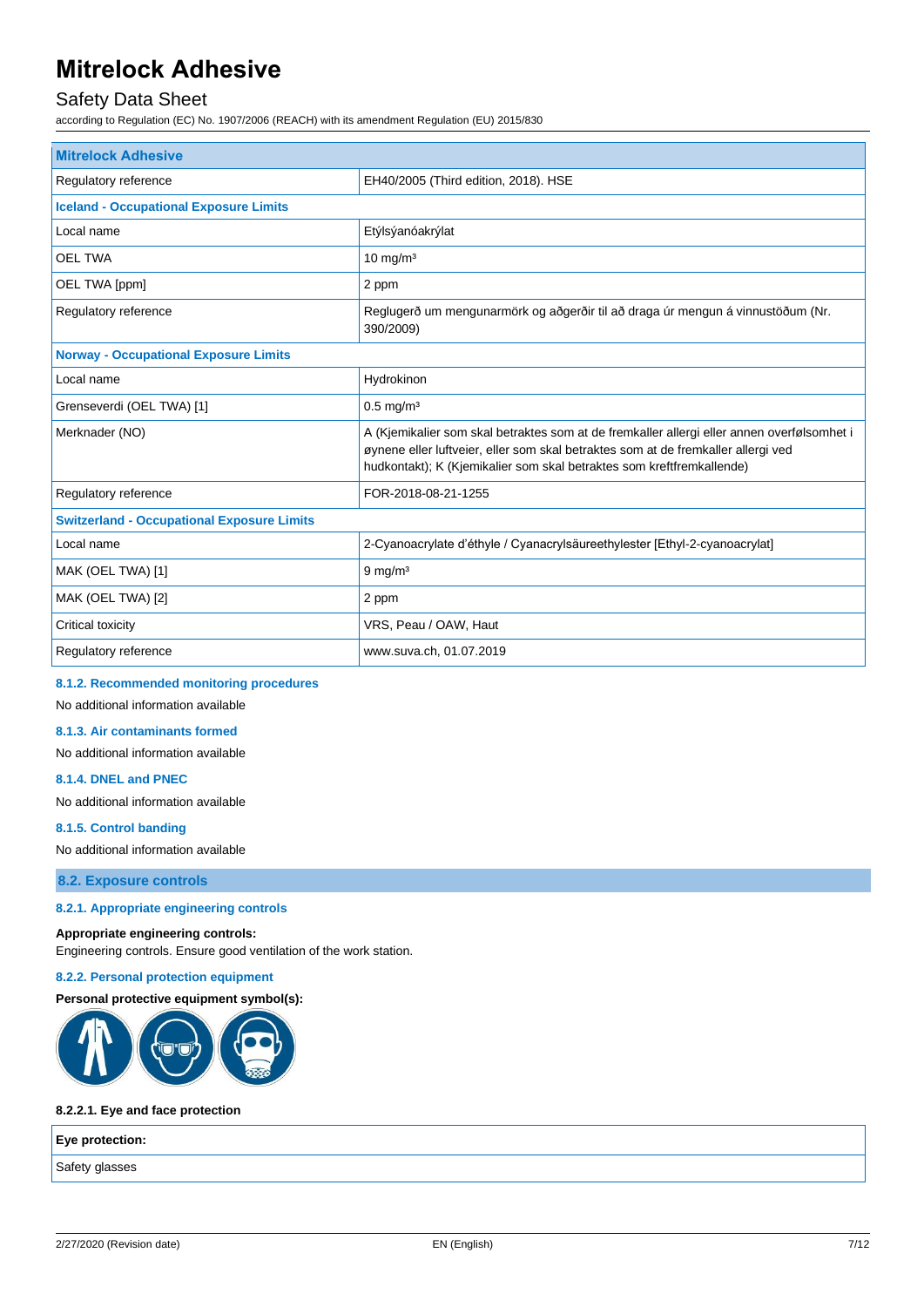| Mitrelock Adhesive | |
|---|---|
| Regulatory reference | EH40/2005 (Third edition, 2018). HSE |
| **Iceland - Occupational Exposure Limits** | |
| Local name | Etýlsýanóakrýlat |
| OEL TWA | 10 mg/m³ |
| OEL TWA [ppm] | 2 ppm |
| Regulatory reference | Reglugerð um mengunarmörk og aðgerðir til að draga úr mengun á vinnustöðum (Nr. 390/2009) |
| **Norway - Occupational Exposure Limits** | |
| Local name | Hydrokinon |
| Grenseverdi (OEL TWA) [1] | 0.5 mg/m³ |
| Merknader (NO) | A (Kjemikalier som skal betraktes som at de fremkaller allergi eller annen overfølsomhet i øynene eller luftveier, eller som skal betraktes som at de fremkaller allergi ved hudkontakt); K (Kjemikalier som skal betraktes som kreftfremkallende) |
| Regulatory reference | FOR-2018-08-21-1255 |
| **Switzerland - Occupational Exposure Limits** | |
| Local name | 2-Cyanoacrylate d'éthyle / Cyanacrylsäureethylester [Ethyl-2-cyanoacrylat] |
| MAK (OEL TWA) [1] | 9 mg/m³ |
| MAK (OEL TWA) [2] | 2 ppm |
| Critical toxicity | VRS, Peau / OAW, Haut |
| Regulatory reference | www.suva.ch, 01.07.2019 |

#### 8.1.2. Recommended monitoring procedures

No additional information available

#### 8.1.3. Air contaminants formed

No additional information available

#### 8.1.4. DNEL and PNEC

No additional information available

#### 8.1.5. Control banding

No additional information available

### 8.2. Exposure controls

#### 8.2.1. Appropriate engineering controls

**Appropriate engineering controls:**
Engineering controls. Ensure good ventilation of the work station.

#### 8.2.2. Personal protection equipment

**Personal protective equipment symbol(s):**

**8.2.2.1. Eye and face protection**

| Eye protection: |
|---|
| Safety glasses |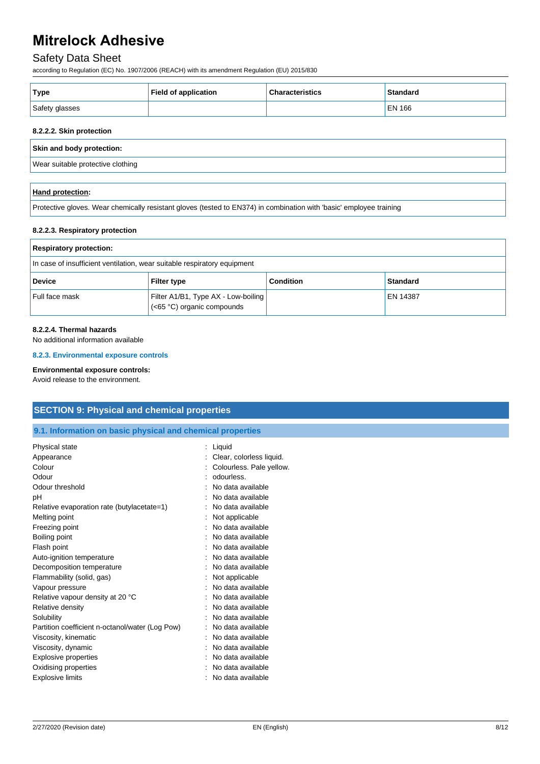| Type | Field of application | Characteristics | Standard |
|---|---|---|---|
| Safety glasses | | | EN 166 |

#### 8.2.2.2. Skin protection

| Skin and body protection: |
|---|
| Wear suitable protective clothing |

| Hand protection: |
|---|
| Protective gloves. Wear chemically resistant gloves (tested to EN374) in combination with 'basic' employee training |

#### 8.2.2.3. Respiratory protection

| Respiratory protection: | | | |
|---|---|---|---|
| In case of insufficient ventilation, wear suitable respiratory equipment | | | |
| **Device** | **Filter type** | **Condition** | **Standard** |
| Full face mask | Filter A1/B1, Type AX - Low-boiling (<65 °C) organic compounds | | EN 14387 |

#### 8.2.2.4. Thermal hazards

No additional information available

### 8.2.3. Environmental exposure controls

**Environmental exposure controls:**

Avoid release to the environment.

## SECTION 9: Physical and chemical properties

### 9.1. Information on basic physical and chemical properties

| | |
|---|---|
| Physical state | : Liquid |
| Appearance | : Clear, colorless liquid. |
| Colour | : Colourless. Pale yellow. |
| Odour | : odourless. |
| Odour threshold | : No data available |
| pH | : No data available |
| Relative evaporation rate (butylacetate=1) | : No data available |
| Melting point | : Not applicable |
| Freezing point | : No data available |
| Boiling point | : No data available |
| Flash point | : No data available |
| Auto-ignition temperature | : No data available |
| Decomposition temperature | : No data available |
| Flammability (solid, gas) | : Not applicable |
| Vapour pressure | : No data available |
| Relative vapour density at 20 °C | : No data available |
| Relative density | : No data available |
| Solubility | : No data available |
| Partition coefficient n-octanol/water (Log Pow) | : No data available |
| Viscosity, kinematic | : No data available |
| Viscosity, dynamic | : No data available |
| Explosive properties | : No data available |
| Oxidising properties | : No data available |
| Explosive limits | : No data available |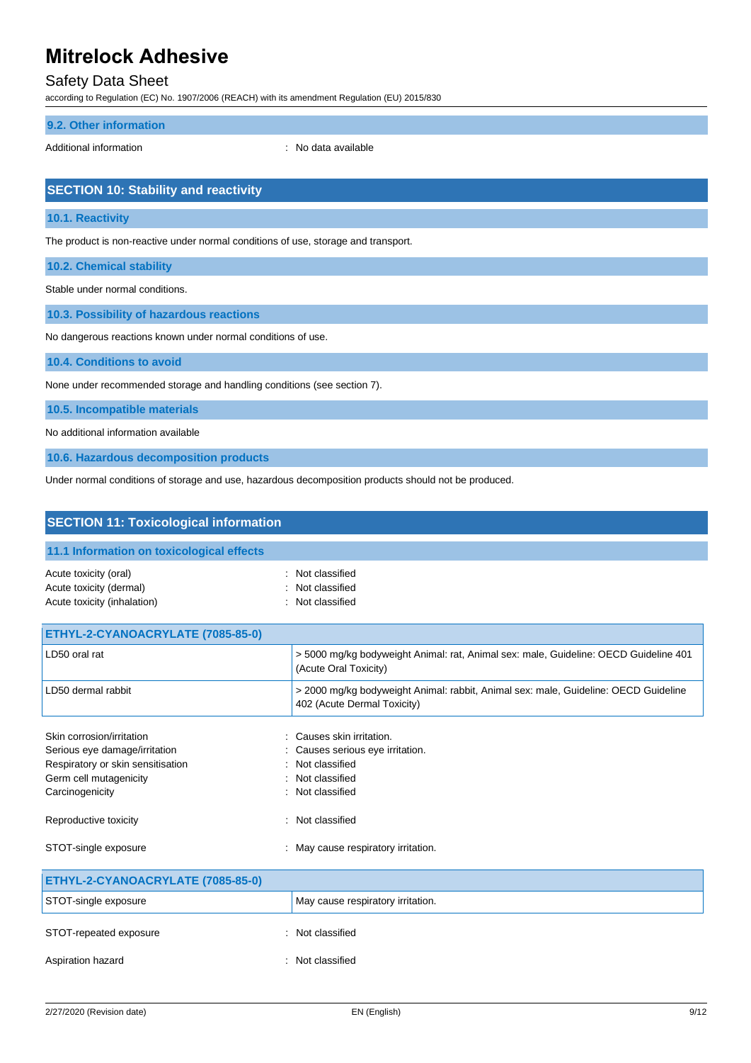### 9.2. Other information

Additional information : No data available

## SECTION 10: Stability and reactivity

### 10.1. Reactivity

The product is non-reactive under normal conditions of use, storage and transport.

### 10.2. Chemical stability

Stable under normal conditions.

### 10.3. Possibility of hazardous reactions

No dangerous reactions known under normal conditions of use.

### 10.4. Conditions to avoid

None under recommended storage and handling conditions (see section 7).

### 10.5. Incompatible materials

No additional information available

### 10.6. Hazardous decomposition products

Under normal conditions of storage and use, hazardous decomposition products should not be produced.

## SECTION 11: Toxicological information

### 11.1 Information on toxicological effects

Acute toxicity (oral) : Not classified
Acute toxicity (dermal) : Not classified
Acute toxicity (inhalation) : Not classified

| ETHYL-2-CYANOACRYLATE (7085-85-0) | |
|---|---|
| LD50 oral rat | > 5000 mg/kg bodyweight Animal: rat, Animal sex: male, Guideline: OECD Guideline 401 (Acute Oral Toxicity) |
| LD50 dermal rabbit | > 2000 mg/kg bodyweight Animal: rabbit, Animal sex: male, Guideline: OECD Guideline 402 (Acute Dermal Toxicity) |

Skin corrosion/irritation : Causes skin irritation.
Serious eye damage/irritation : Causes serious eye irritation.
Respiratory or skin sensitisation : Not classified
Germ cell mutagenicity : Not classified
Carcinogenicity : Not classified

Reproductive toxicity : Not classified

STOT-single exposure : May cause respiratory irritation.

| ETHYL-2-CYANOACRYLATE (7085-85-0) | |
|---|---|
| STOT-single exposure | May cause respiratory irritation. |

STOT-repeated exposure : Not classified

Aspiration hazard : Not classified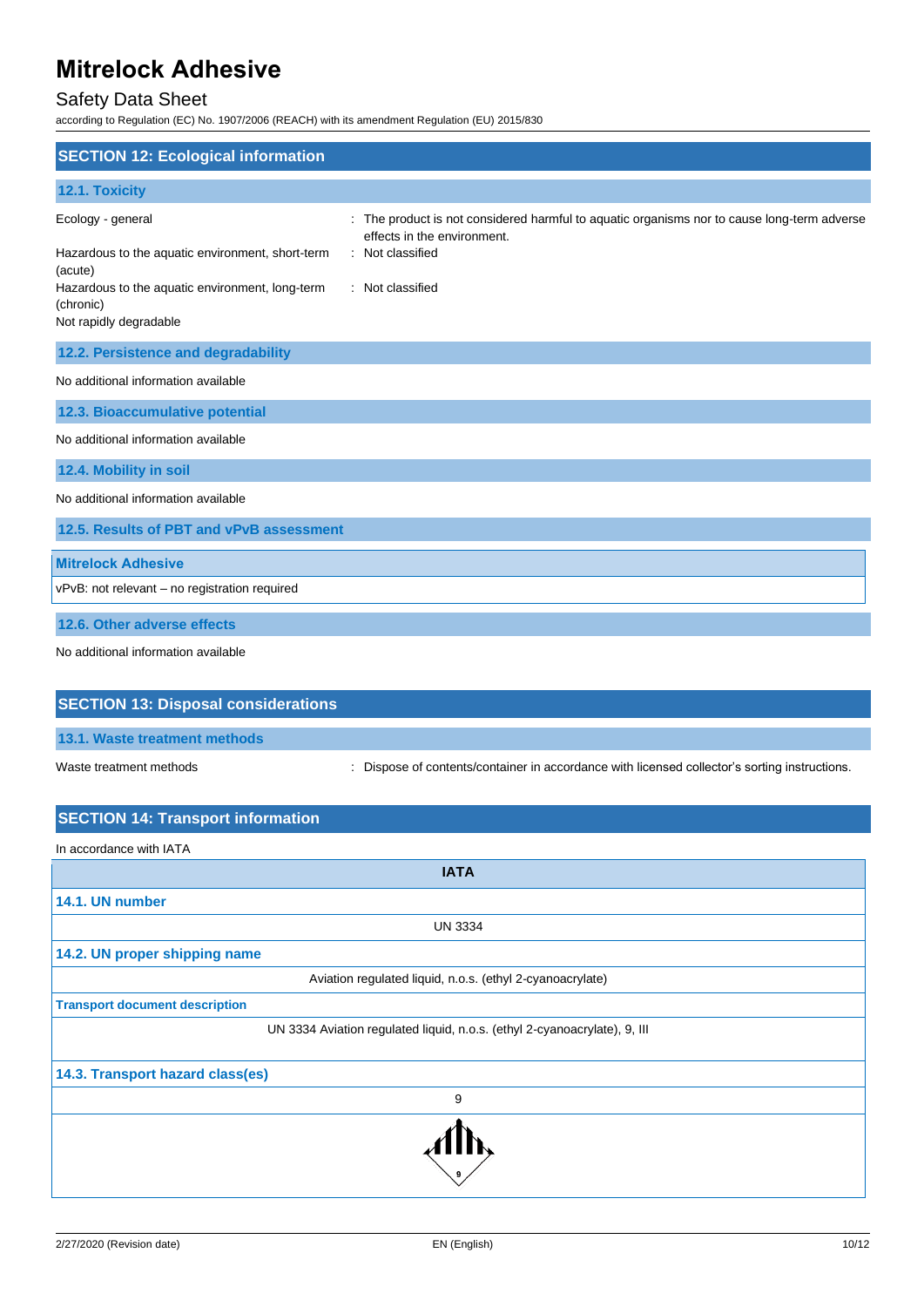## SECTION 12: Ecological information

### 12.1. Toxicity

| | |
|---|---|
| Ecology - general | : The product is not considered harmful to aquatic organisms nor to cause long-term adverse effects in the environment. |
| Hazardous to the aquatic environment, short-term (acute) | : Not classified |
| Hazardous to the aquatic environment, long-term (chronic) | : Not classified |

Not rapidly degradable

### 12.2. Persistence and degradability

No additional information available

### 12.3. Bioaccumulative potential

No additional information available

### 12.4. Mobility in soil

No additional information available

### 12.5. Results of PBT and vPvB assessment

| Mitrelock Adhesive |
|---|
| vPvB: not relevant – no registration required |

### 12.6. Other adverse effects

No additional information available

## SECTION 13: Disposal considerations

### 13.1. Waste treatment methods

| | |
|---|---|
| Waste treatment methods | : Dispose of contents/container in accordance with licensed collector's sorting instructions. |

## SECTION 14: Transport information

In accordance with IATA

| IATA |
|---|
| **14.1. UN number** |
| UN 3334 |
| **14.2. UN proper shipping name** |
| Aviation regulated liquid, n.o.s. (ethyl 2-cyanoacrylate) |
| **Transport document description** |
| UN 3334 Aviation regulated liquid, n.o.s. (ethyl 2-cyanoacrylate), 9, III |
| **14.3. Transport hazard class(es)** |
| 9 |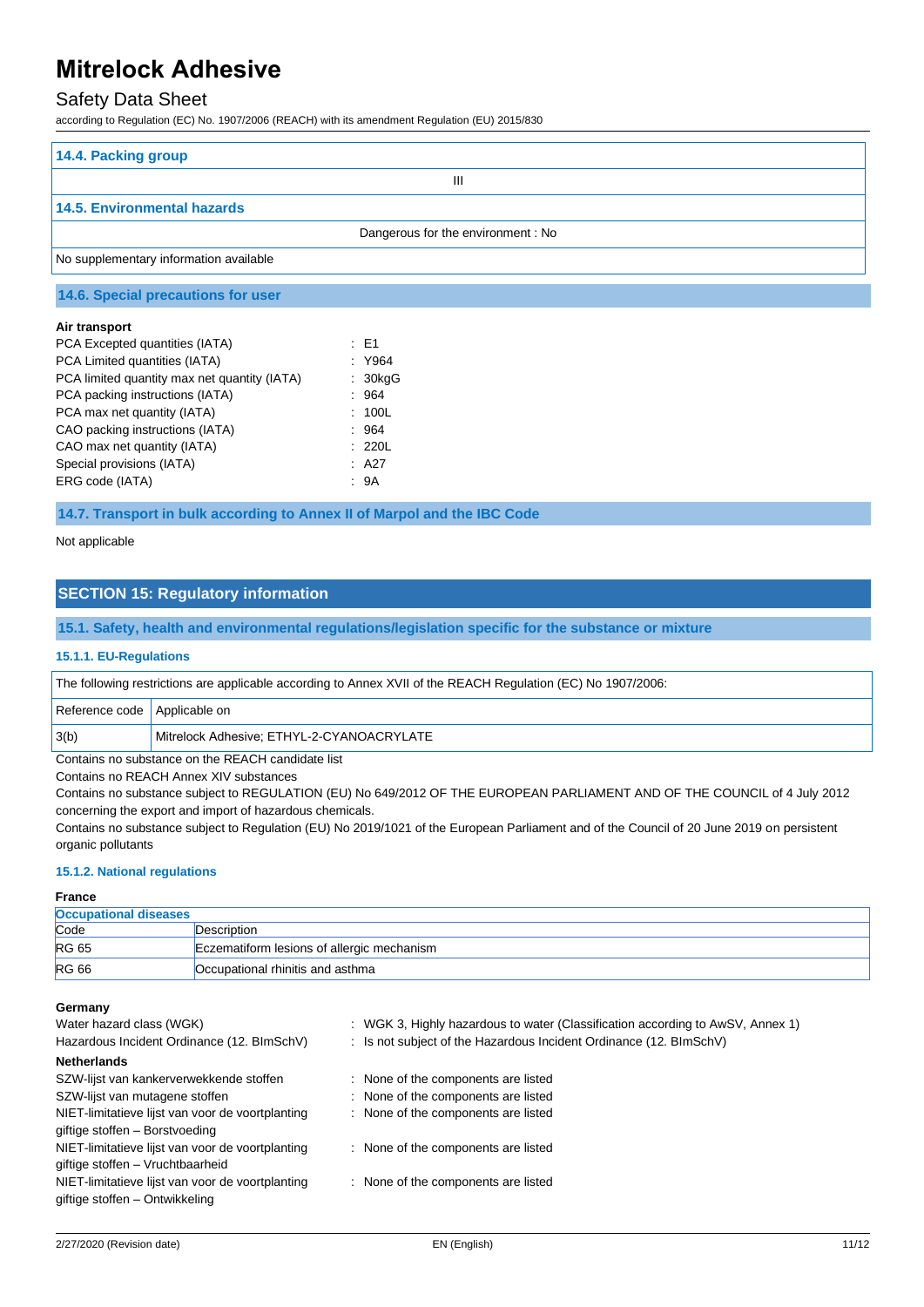### 14.4. Packing group

III

### 14.5. Environmental hazards

Dangerous for the environment : No

No supplementary information available

### 14.6. Special precautions for user

**Air transport**

PCA Excepted quantities (IATA) : E1
PCA Limited quantities (IATA) : Y964
PCA limited quantity max net quantity (IATA) : 30kgG
PCA packing instructions (IATA) : 964
PCA max net quantity (IATA) : 100L
CAO packing instructions (IATA) : 964
CAO max net quantity (IATA) : 220L
Special provisions (IATA) : A27
ERG code (IATA) : 9A

### 14.7. Transport in bulk according to Annex II of Marpol and the IBC Code

Not applicable

## SECTION 15: Regulatory information

### 15.1. Safety, health and environmental regulations/legislation specific for the substance or mixture

#### 15.1.1. EU-Regulations

The following restrictions are applicable according to Annex XVII of the REACH Regulation (EC) No 1907/2006:

| Reference code | Applicable on |
|---|---|
| 3(b) | Mitrelock Adhesive; ETHYL-2-CYANOACRYLATE |

Contains no substance on the REACH candidate list
Contains no REACH Annex XIV substances
Contains no substance subject to REGULATION (EU) No 649/2012 OF THE EUROPEAN PARLIAMENT AND OF THE COUNCIL of 4 July 2012 concerning the export and import of hazardous chemicals.
Contains no substance subject to Regulation (EU) No 2019/1021 of the European Parliament and of the Council of 20 June 2019 on persistent organic pollutants

#### 15.1.2. National regulations

**France**

| Occupational diseases | |
|---|---|
| Code | Description |
| RG 65 | Eczematiform lesions of allergic mechanism |
| RG 66 | Occupational rhinitis and asthma |

**Germany**

Water hazard class (WGK) : WGK 3, Highly hazardous to water (Classification according to AwSV, Annex 1)
Hazardous Incident Ordinance (12. BImSchV) : Is not subject of the Hazardous Incident Ordinance (12. BImSchV)

**Netherlands**

SZW-lijst van kankerverwekkende stoffen : None of the components are listed
SZW-lijst van mutagene stoffen : None of the components are listed
NIET-limitatieve lijst van voor de voortplanting giftige stoffen – Borstvoeding : None of the components are listed
NIET-limitatieve lijst van voor de voortplanting giftige stoffen – Vruchtbaarheid : None of the components are listed
NIET-limitatieve lijst van voor de voortplanting giftige stoffen – Ontwikkeling : None of the components are listed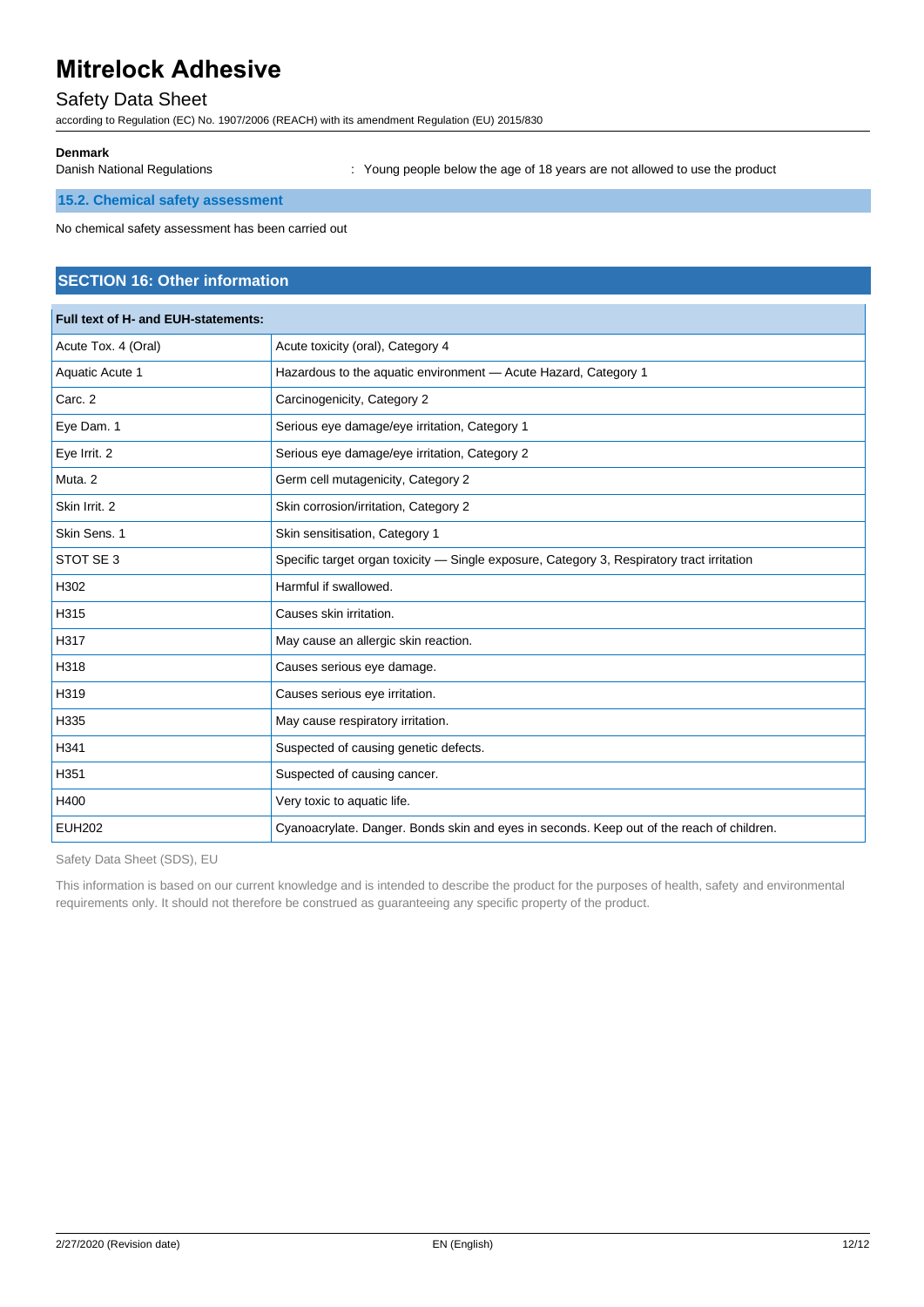**Denmark**

Danish National Regulations : Young people below the age of 18 years are not allowed to use the product

### 15.2. Chemical safety assessment

No chemical safety assessment has been carried out

## SECTION 16: Other information

| Full text of H- and EUH-statements: | |
|---|---|
| Acute Tox. 4 (Oral) | Acute toxicity (oral), Category 4 |
| Aquatic Acute 1 | Hazardous to the aquatic environment — Acute Hazard, Category 1 |
| Carc. 2 | Carcinogenicity, Category 2 |
| Eye Dam. 1 | Serious eye damage/eye irritation, Category 1 |
| Eye Irrit. 2 | Serious eye damage/eye irritation, Category 2 |
| Muta. 2 | Germ cell mutagenicity, Category 2 |
| Skin Irrit. 2 | Skin corrosion/irritation, Category 2 |
| Skin Sens. 1 | Skin sensitisation, Category 1 |
| STOT SE 3 | Specific target organ toxicity — Single exposure, Category 3, Respiratory tract irritation |
| H302 | Harmful if swallowed. |
| H315 | Causes skin irritation. |
| H317 | May cause an allergic skin reaction. |
| H318 | Causes serious eye damage. |
| H319 | Causes serious eye irritation. |
| H335 | May cause respiratory irritation. |
| H341 | Suspected of causing genetic defects. |
| H351 | Suspected of causing cancer. |
| H400 | Very toxic to aquatic life. |
| EUH202 | Cyanoacrylate. Danger. Bonds skin and eyes in seconds. Keep out of the reach of children. |

Safety Data Sheet (SDS), EU

This information is based on our current knowledge and is intended to describe the product for the purposes of health, safety and environmental requirements only. It should not therefore be construed as guaranteeing any specific property of the product.